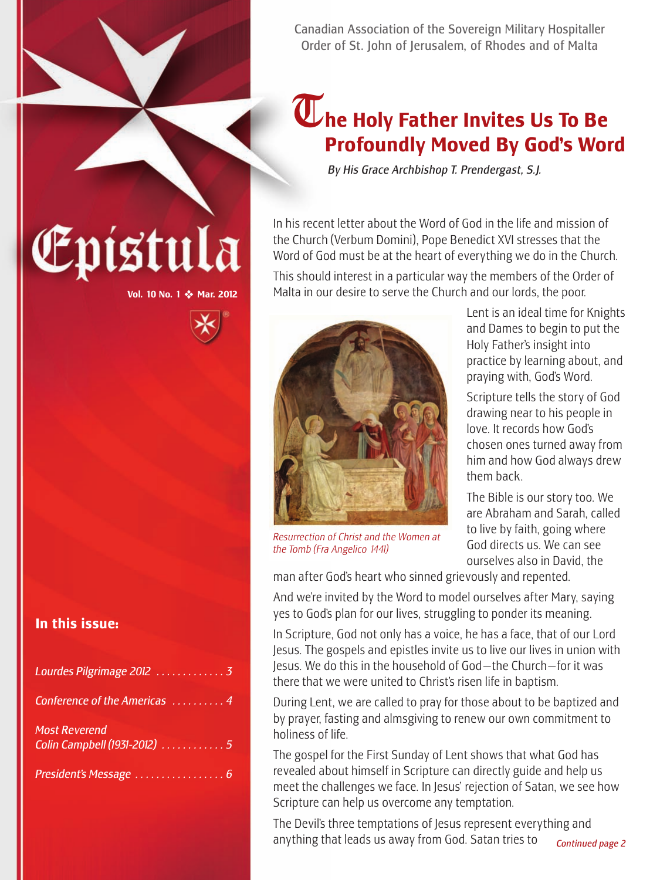# Epistula

Vol. 10 No. 1 ❖ Mar. 2012

Canadian Association of the Sovereign Military Hospitaller Order of St. John of Jerusalem, of Rhodes and of Malta

## In this issue:

- *Lourdes Pilgrimage 2012* ............. 3
- *Conference of the Americas* .......... 4
- *Most Reverend Colin Campbell (1931-2012)* ............ 5
- *President's Message* ................. 6

# The Holy Father Invites Us To Be Profoundly Moved By God's Word

*By His Grace Archbishop T. Prendergast, S.J.*

In his recent letter about the Word of God in the life and mission of the Church (Verbum Domini), Pope Benedict XVI stresses that the Word of God must be at the heart of everything we do in the Church.

This should interest in a particular way the members of the Order of Malta in our desire to serve the Church and our lords, the poor.

*Resurrection of Christ and the Women at the Tomb (Fra Angelico 1441)*

Lent is an ideal time for Knights and Dames to begin to put the Holy Father's insight into practice by learning about, and praying with, God's Word.

Scripture tells the story of God drawing near to his people in love. It records how God's chosen ones turned away from him and how God always drew them back.

The Bible is our story too. We are Abraham and Sarah, called to live by faith, going where God directs us. We can see ourselves also in David, the man after God's heart who sinned grievously and repented.

And we're invited by the Word to model ourselves after Mary, saying yes to God's plan for our lives, struggling to ponder its meaning.

In Scripture, God not only has a voice, he has a face, that of our Lord Jesus. The gospels and epistles invite us to live our lives in union with Jesus. We do this in the household of God—the Church—for it was there that we were united to Christ's risen life in baptism.

During Lent, we are called to pray for those about to be baptized and by prayer, fasting and almsgiving to renew our own commitment to holiness of life.

The gospel for the First Sunday of Lent shows that what God has revealed about himself in Scripture can directly guide and help us meet the challenges we face. In Jesus' rejection of Satan, we see how Scripture can help us overcome any temptation.

The Devil's three temptations of Jesus represent everything and anything that leads us away from God. Satan tries to

*Continued page 2*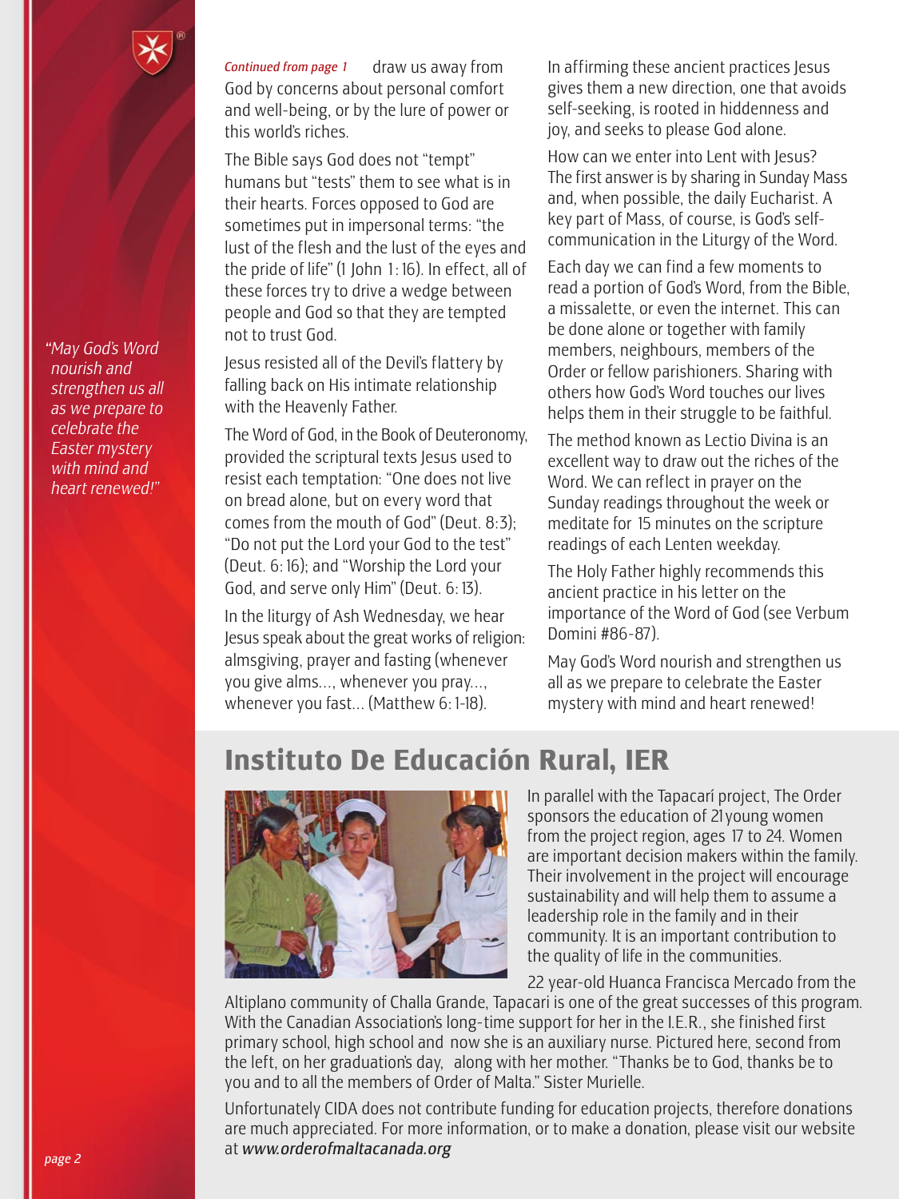*Continued from page 1* draw us away from God by concerns about personal comfort and well-being, or by the lure of power or this world's riches.

The Bible says God does not "tempt" humans but "tests" them to see what is in their hearts. Forces opposed to God are sometimes put in impersonal terms: "the lust of the flesh and the lust of the eyes and the pride of life" (1 John 1: 16). In effect, all of these forces try to drive a wedge between people and God so that they are tempted not to trust God.

Jesus resisted all of the Devil's flattery by falling back on His intimate relationship with the Heavenly Father.

The Word of God, in the Book of Deuteronomy, provided the scriptural texts Jesus used to resist each temptation: "One does not live on bread alone, but on every word that comes from the mouth of God" (Deut. 8:3); "Do not put the Lord your God to the test" (Deut. 6: 16); and "Worship the Lord your God, and serve only Him" (Deut. 6: 13).

In the liturgy of Ash Wednesday, we hear Jesus speak about the great works of religion: almsgiving, prayer and fasting (whenever you give alms..., whenever you pray..., whenever you fast... (Matthew 6: 1-18).

In affirming these ancient practices Jesus gives them a new direction, one that avoids self-seeking, is rooted in hiddenness and joy, and seeks to please God alone.

How can we enter into Lent with Jesus? The first answer is by sharing in Sunday Mass and, when possible, the daily Eucharist. A key part of Mass, of course, is God's self-communication in the Liturgy of the Word.

Each day we can find a few moments to read a portion of God's Word, from the Bible, a missalette, or even the internet. This can be done alone or together with family members, neighbours, members of the Order or fellow parishioners. Sharing with others how God's Word touches our lives helps them in their struggle to be faithful.

The method known as Lectio Divina is an excellent way to draw out the riches of the Word. We can reflect in prayer on the Sunday readings throughout the week or meditate for 15 minutes on the scripture readings of each Lenten weekday.

The Holy Father highly recommends this ancient practice in his letter on the importance of the Word of God (see Verbum Domini #86-87).

May God's Word nourish and strengthen us all as we prepare to celebrate the Easter mystery with mind and heart renewed!

*"May God's Word nourish and strengthen us all as we prepare to celebrate the Easter mystery with mind and heart renewed!"*

## Instituto De Educación Rural, IER

In parallel with the Tapacarí project, The Order sponsors the education of 21 young women from the project region, ages 17 to 24. Women are important decision makers within the family. Their involvement in the project will encourage sustainability and will help them to assume a leadership role in the family and in their community. It is an important contribution to the quality of life in the communities.

22 year-old Huanca Francisca Mercado from the Altiplano community of Challa Grande, Tapacari is one of the great successes of this program. With the Canadian Association's long-time support for her in the I.E.R., she finished first primary school, high school and now she is an auxiliary nurse. Pictured here, second from the left, on her graduation's day, along with her mother. "Thanks be to God, thanks be to you and to all the members of Order of Malta." Sister Murielle.

Unfortunately CIDA does not contribute funding for education projects, therefore donations are much appreciated. For more information, or to make a donation, please visit our website at *www.orderofmaltacanada.org*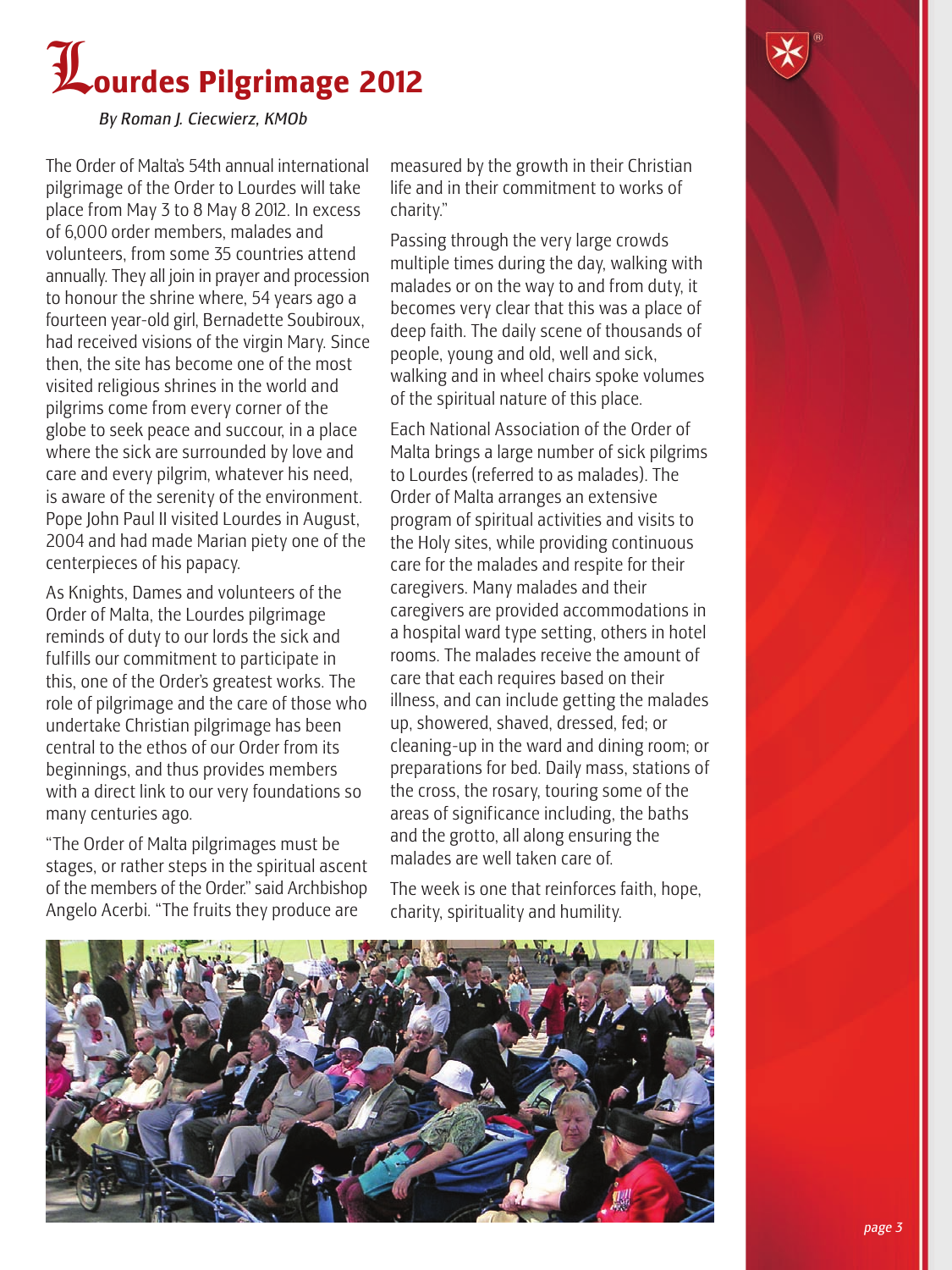# Lourdes Pilgrimage 2012

*By Roman J. Ciecwierz, KMOb*

The Order of Malta's 54th annual international pilgrimage of the Order to Lourdes will take place from May 3 to 8 May 8 2012. In excess of 6,000 order members, malades and volunteers, from some 35 countries attend annually. They all join in prayer and procession to honour the shrine where, 54 years ago a fourteen year-old girl, Bernadette Soubiroux, had received visions of the virgin Mary. Since then, the site has become one of the most visited religious shrines in the world and pilgrims come from every corner of the globe to seek peace and succour, in a place where the sick are surrounded by love and care and every pilgrim, whatever his need, is aware of the serenity of the environment. Pope John Paul II visited Lourdes in August, 2004 and had made Marian piety one of the centerpieces of his papacy.

As Knights, Dames and volunteers of the Order of Malta, the Lourdes pilgrimage reminds of duty to our lords the sick and fulfills our commitment to participate in this, one of the Order's greatest works. The role of pilgrimage and the care of those who undertake Christian pilgrimage has been central to the ethos of our Order from its beginnings, and thus provides members with a direct link to our very foundations so many centuries ago.

"The Order of Malta pilgrimages must be stages, or rather steps in the spiritual ascent of the members of the Order." said Archbishop Angelo Acerbi. "The fruits they produce are measured by the growth in their Christian life and in their commitment to works of charity."

Passing through the very large crowds multiple times during the day, walking with malades or on the way to and from duty, it becomes very clear that this was a place of deep faith. The daily scene of thousands of people, young and old, well and sick, walking and in wheel chairs spoke volumes of the spiritual nature of this place.

Each National Association of the Order of Malta brings a large number of sick pilgrims to Lourdes (referred to as malades). The Order of Malta arranges an extensive program of spiritual activities and visits to the Holy sites, while providing continuous care for the malades and respite for their caregivers. Many malades and their caregivers are provided accommodations in a hospital ward type setting, others in hotel rooms. The malades receive the amount of care that each requires based on their illness, and can include getting the malades up, showered, shaved, dressed, fed; or cleaning-up in the ward and dining room; or preparations for bed. Daily mass, stations of the cross, the rosary, touring some of the areas of significance including, the baths and the grotto, all along ensuring the malades are well taken care of.

The week is one that reinforces faith, hope, charity, spirituality and humility.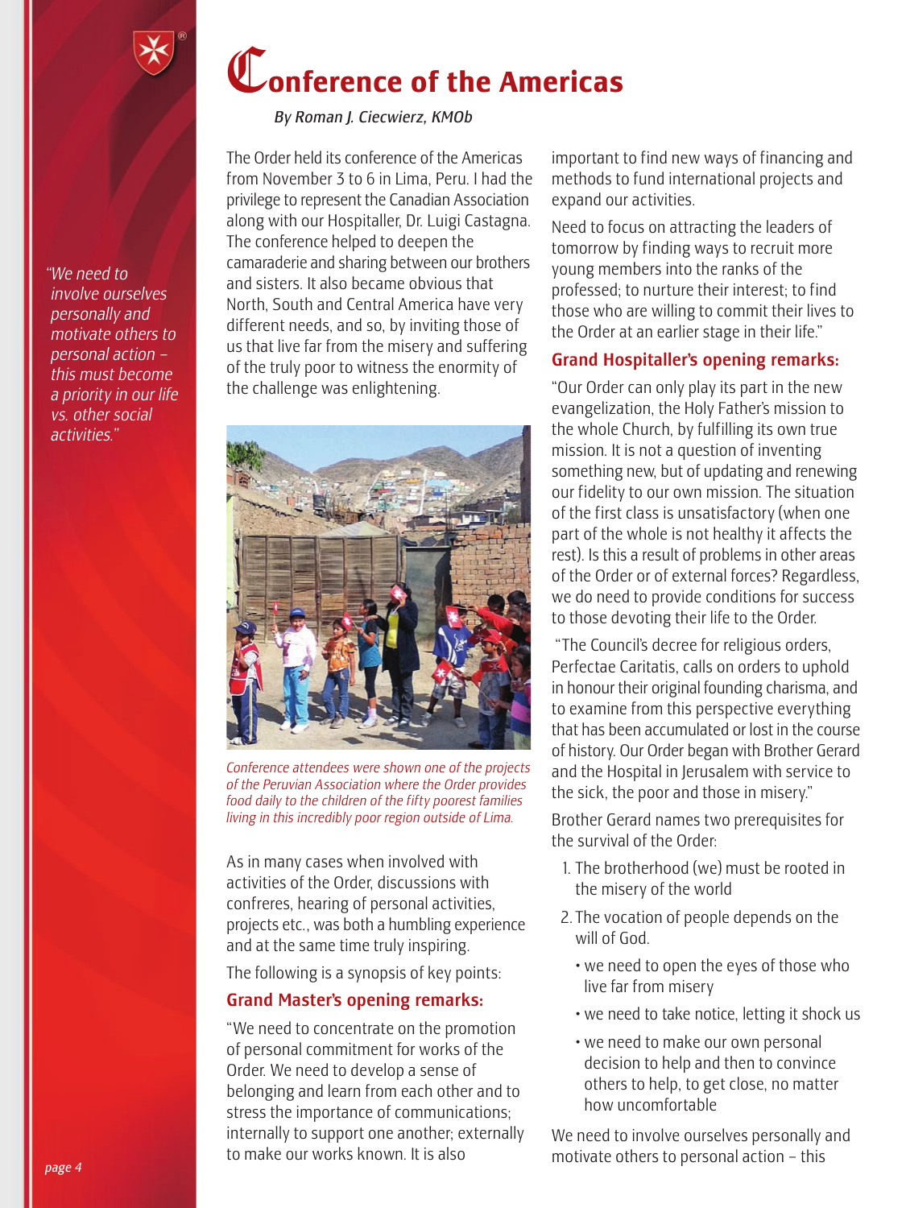# Conference of the Americas

*By Roman J. Ciecwierz, KMOb*

> *"We need to involve ourselves personally and motivate others to personal action – this must become a priority in our life vs. other social activities."*

The Order held its conference of the Americas from November 3 to 6 in Lima, Peru. I had the privilege to represent the Canadian Association along with our Hospitaller, Dr. Luigi Castagna. The conference helped to deepen the camaraderie and sharing between our brothers and sisters. It also became obvious that North, South and Central America have very different needs, and so, by inviting those of us that live far from the misery and suffering of the truly poor to witness the enormity of the challenge was enlightening.

*Conference attendees were shown one of the projects of the Peruvian Association where the Order provides food daily to the children of the fifty poorest families living in this incredibly poor region outside of Lima.*

As in many cases when involved with activities of the Order, discussions with confreres, hearing of personal activities, projects etc., was both a humbling experience and at the same time truly inspiring.

The following is a synopsis of key points:

### Grand Master's opening remarks:

"We need to concentrate on the promotion of personal commitment for works of the Order. We need to develop a sense of belonging and learn from each other and to stress the importance of communications; internally to support one another; externally to make our works known. It is also important to find new ways of financing and methods to fund international projects and expand our activities.

Need to focus on attracting the leaders of tomorrow by finding ways to recruit more young members into the ranks of the professed; to nurture their interest; to find those who are willing to commit their lives to the Order at an earlier stage in their life."

### Grand Hospitaller's opening remarks:

"Our Order can only play its part in the new evangelization, the Holy Father's mission to the whole Church, by fulfilling its own true mission. It is not a question of inventing something new, but of updating and renewing our fidelity to our own mission. The situation of the first class is unsatisfactory (when one part of the whole is not healthy it affects the rest). Is this a result of problems in other areas of the Order or of external forces? Regardless, we do need to provide conditions for success to those devoting their life to the Order.

"The Council's decree for religious orders, Perfectae Caritatis, calls on orders to uphold in honour their original founding charisma, and to examine from this perspective everything that has been accumulated or lost in the course of history. Our Order began with Brother Gerard and the Hospital in Jerusalem with service to the sick, the poor and those in misery."

Brother Gerard names two prerequisites for the survival of the Order:

1. The brotherhood (we) must be rooted in the misery of the world
2. The vocation of people depends on the will of God.
   - we need to open the eyes of those who live far from misery
   - we need to take notice, letting it shock us
   - we need to make our own personal decision to help and then to convince others to help, to get close, no matter how uncomfortable

We need to involve ourselves personally and motivate others to personal action – this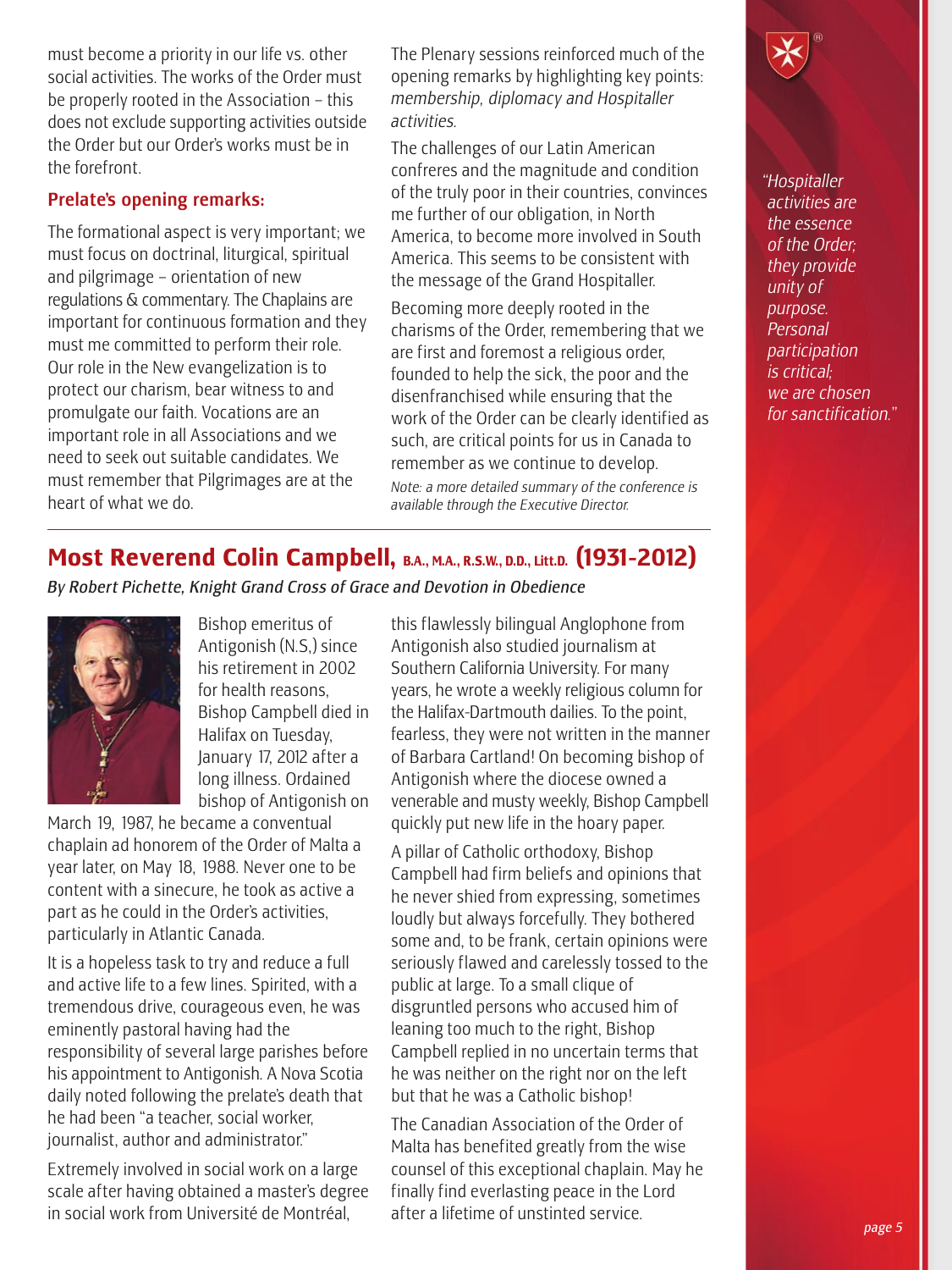must become a priority in our life vs. other social activities. The works of the Order must be properly rooted in the Association – this does not exclude supporting activities outside the Order but our Order's works must be in the forefront.

### Prelate's opening remarks:

The formational aspect is very important; we must focus on doctrinal, liturgical, spiritual and pilgrimage – orientation of new regulations & commentary. The Chaplains are important for continuous formation and they must me committed to perform their role. Our role in the New evangelization is to protect our charism, bear witness to and promulgate our faith. Vocations are an important role in all Associations and we need to seek out suitable candidates. We must remember that Pilgrimages are at the heart of what we do.

The Plenary sessions reinforced much of the opening remarks by highlighting key points: *membership, diplomacy and Hospitaller activities.*

The challenges of our Latin American confreres and the magnitude and condition of the truly poor in their countries, convinces me further of our obligation, in North America, to become more involved in South America. This seems to be consistent with the message of the Grand Hospitaller.

Becoming more deeply rooted in the charisms of the Order, remembering that we are first and foremost a religious order, founded to help the sick, the poor and the disenfranchised while ensuring that the work of the Order can be clearly identified as such, are critical points for us in Canada to remember as we continue to develop.

*Note: a more detailed summary of the conference is available through the Executive Director.*

*"Hospitaller activities are the essence of the Order; they provide unity of purpose. Personal participation is critical; we are chosen for sanctification."*

## Most Reverend Colin Campbell, B.A., M.A., R.S.W., D.D., Litt.D. (1931-2012)

*By Robert Pichette, Knight Grand Cross of Grace and Devotion in Obedience*

Bishop emeritus of Antigonish (N.S.) since his retirement in 2002 for health reasons, Bishop Campbell died in Halifax on Tuesday, January 17, 2012 after a long illness. Ordained bishop of Antigonish on March 19, 1987, he became a conventual chaplain ad honorem of the Order of Malta a year later, on May 18, 1988. Never one to be content with a sinecure, he took as active a part as he could in the Order's activities, particularly in Atlantic Canada.

It is a hopeless task to try and reduce a full and active life to a few lines. Spirited, with a tremendous drive, courageous even, he was eminently pastoral having had the responsibility of several large parishes before his appointment to Antigonish. A Nova Scotia daily noted following the prelate's death that he had been "a teacher, social worker, journalist, author and administrator."

Extremely involved in social work on a large scale after having obtained a master's degree in social work from Université de Montréal, this flawlessly bilingual Anglophone from Antigonish also studied journalism at Southern California University. For many years, he wrote a weekly religious column for the Halifax-Dartmouth dailies. To the point, fearless, they were not written in the manner of Barbara Cartland! On becoming bishop of Antigonish where the diocese owned a venerable and musty weekly, Bishop Campbell quickly put new life in the hoary paper.

A pillar of Catholic orthodoxy, Bishop Campbell had firm beliefs and opinions that he never shied from expressing, sometimes loudly but always forcefully. They bothered some and, to be frank, certain opinions were seriously flawed and carelessly tossed to the public at large. To a small clique of disgruntled persons who accused him of leaning too much to the right, Bishop Campbell replied in no uncertain terms that he was neither on the right nor on the left but that he was a Catholic bishop!

The Canadian Association of the Order of Malta has benefited greatly from the wise counsel of this exceptional chaplain. May he finally find everlasting peace in the Lord after a lifetime of unstinted service.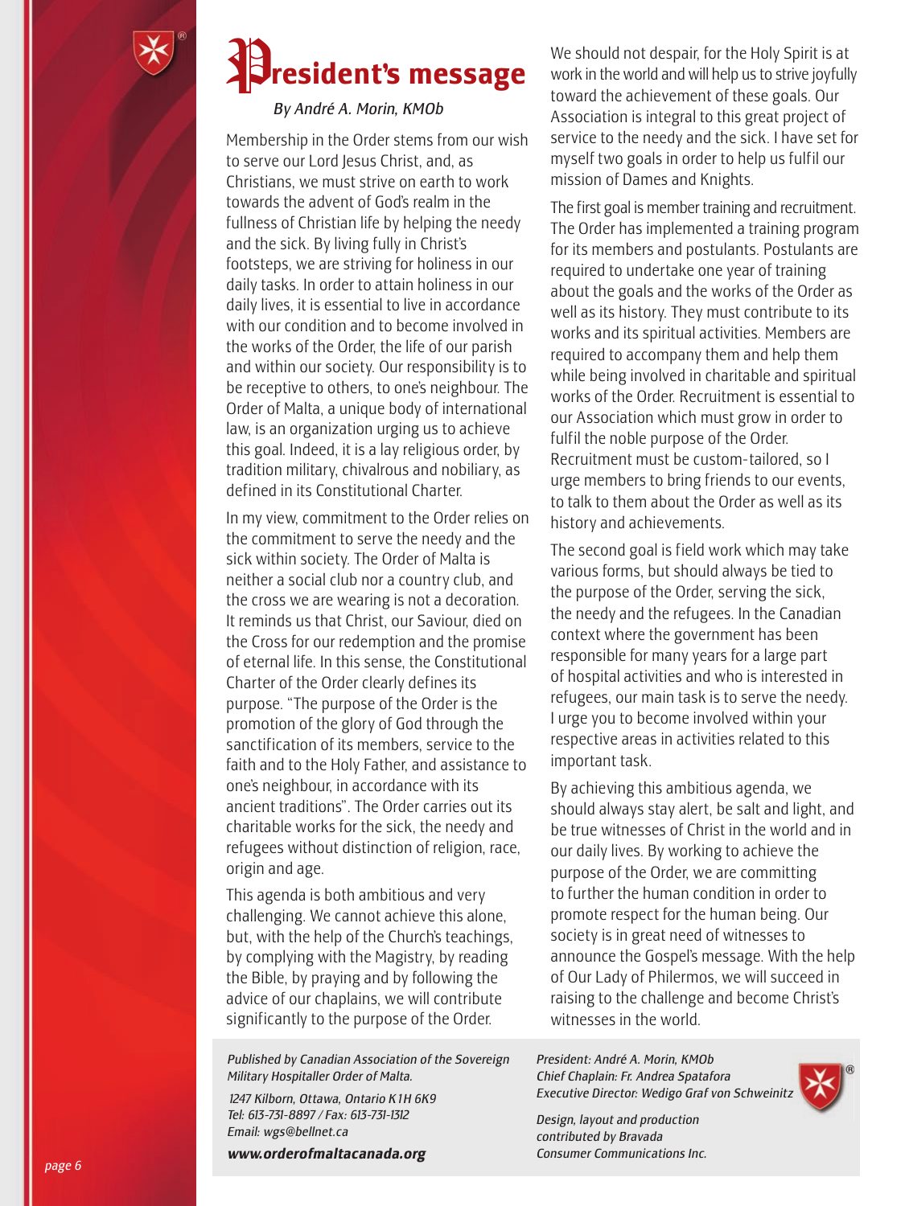# President's message

*By André A. Morin, KMOb*

Membership in the Order stems from our wish to serve our Lord Jesus Christ, and, as Christians, we must strive on earth to work towards the advent of God's realm in the fullness of Christian life by helping the needy and the sick. By living fully in Christ's footsteps, we are striving for holiness in our daily tasks. In order to attain holiness in our daily lives, it is essential to live in accordance with our condition and to become involved in the works of the Order, the life of our parish and within our society. Our responsibility is to be receptive to others, to one's neighbour. The Order of Malta, a unique body of international law, is an organization urging us to achieve this goal. Indeed, it is a lay religious order, by tradition military, chivalrous and nobiliary, as defined in its Constitutional Charter.

In my view, commitment to the Order relies on the commitment to serve the needy and the sick within society. The Order of Malta is neither a social club nor a country club, and the cross we are wearing is not a decoration. It reminds us that Christ, our Saviour, died on the Cross for our redemption and the promise of eternal life. In this sense, the Constitutional Charter of the Order clearly defines its purpose. "The purpose of the Order is the promotion of the glory of God through the sanctification of its members, service to the faith and to the Holy Father, and assistance to one's neighbour, in accordance with its ancient traditions". The Order carries out its charitable works for the sick, the needy and refugees without distinction of religion, race, origin and age.

This agenda is both ambitious and very challenging. We cannot achieve this alone, but, with the help of the Church's teachings, by complying with the Magistry, by reading the Bible, by praying and by following the advice of our chaplains, we will contribute significantly to the purpose of the Order.

We should not despair, for the Holy Spirit is at work in the world and will help us to strive joyfully toward the achievement of these goals. Our Association is integral to this great project of service to the needy and the sick. I have set for myself two goals in order to help us fulfil our mission of Dames and Knights.

The first goal is member training and recruitment. The Order has implemented a training program for its members and postulants. Postulants are required to undertake one year of training about the goals and the works of the Order as well as its history. They must contribute to its works and its spiritual activities. Members are required to accompany them and help them while being involved in charitable and spiritual works of the Order. Recruitment is essential to our Association which must grow in order to fulfil the noble purpose of the Order. Recruitment must be custom-tailored, so I urge members to bring friends to our events, to talk to them about the Order as well as its history and achievements.

The second goal is field work which may take various forms, but should always be tied to the purpose of the Order, serving the sick, the needy and the refugees. In the Canadian context where the government has been responsible for many years for a large part of hospital activities and who is interested in refugees, our main task is to serve the needy. I urge you to become involved within your respective areas in activities related to this important task.

By achieving this ambitious agenda, we should always stay alert, be salt and light, and be true witnesses of Christ in the world and in our daily lives. By working to achieve the purpose of the Order, we are committing to further the human condition in order to promote respect for the human being. Our society is in great need of witnesses to announce the Gospel's message. With the help of Our Lady of Philermos, we will succeed in raising to the challenge and become Christ's witnesses in the world.

*Published by Canadian Association of the Sovereign Military Hospitaller Order of Malta.*

*1247 Kilborn, Ottawa, Ontario K1H 6K9*
*Tel: 613-731-8897 / Fax: 613-731-1312*
*Email: wgs@bellnet.ca*

***www.orderofmaltacanada.org***

*President: André A. Morin, KMOb*
*Chief Chaplain: Fr. Andrea Spatafora*
*Executive Director: Wedigo Graf von Schweinitz*

*Design, layout and production contributed by Bravada Consumer Communications Inc.*